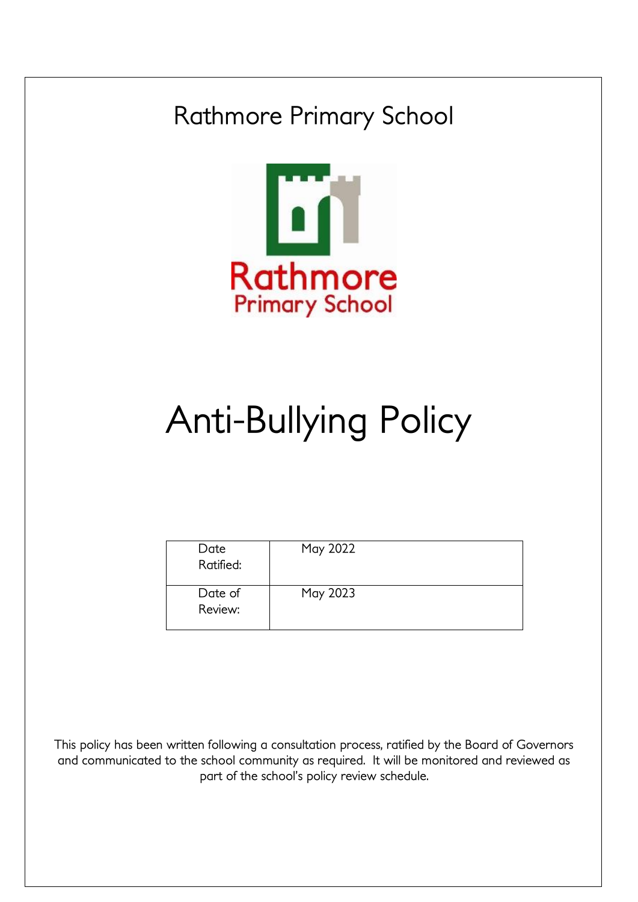Rathmore Primary School

Rathmore Primary School

# Anti-Bullying Policy

| Date Ratified: | May 2022 |
| --- | --- |
| Date of Review: | May 2023 |

This policy has been written following a consultation process, ratified by the Board of Governors and communicated to the school community as required. It will be monitored and reviewed as part of the school's policy review schedule.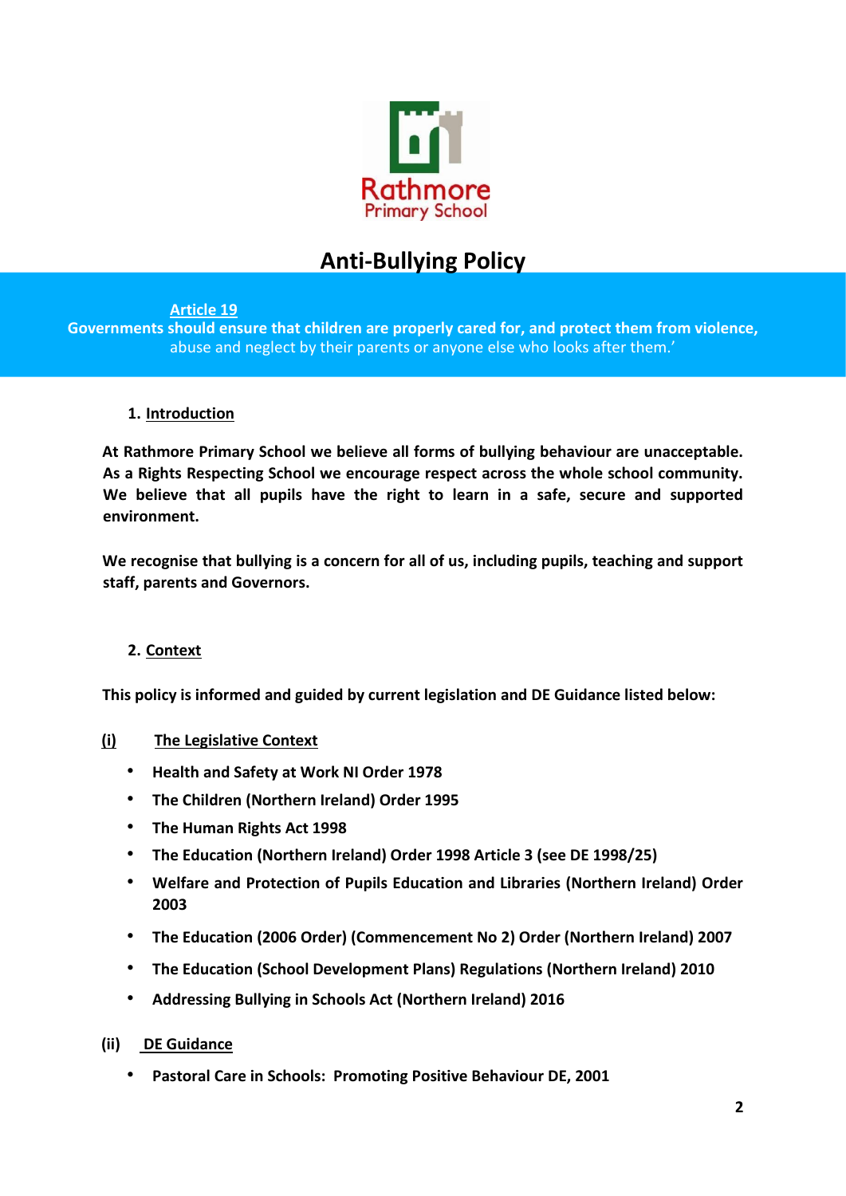Rathmore Primary School

# Anti-Bullying Policy

**Article 19**
**Governments should ensure that children are properly cared for, and protect them from violence,** abuse and neglect by their parents or anyone else who looks after them.'

## 1. Introduction

**At Rathmore Primary School we believe all forms of bullying behaviour are unacceptable. As a Rights Respecting School we encourage respect across the whole school community. We believe that all pupils have the right to learn in a safe, secure and supported environment.**

**We recognise that bullying is a concern for all of us, including pupils, teaching and support staff, parents and Governors.**

## 2. Context

**This policy is informed and guided by current legislation and DE Guidance listed below:**

### (i) The Legislative Context

- **Health and Safety at Work NI Order 1978**
- **The Children (Northern Ireland) Order 1995**
- **The Human Rights Act 1998**
- **The Education (Northern Ireland) Order 1998 Article 3 (see DE 1998/25)**
- **Welfare and Protection of Pupils Education and Libraries (Northern Ireland) Order 2003**
- **The Education (2006 Order) (Commencement No 2) Order (Northern Ireland) 2007**
- **The Education (School Development Plans) Regulations (Northern Ireland) 2010**
- **Addressing Bullying in Schools Act (Northern Ireland) 2016**

### (ii) DE Guidance

- **Pastoral Care in Schools: Promoting Positive Behaviour DE, 2001**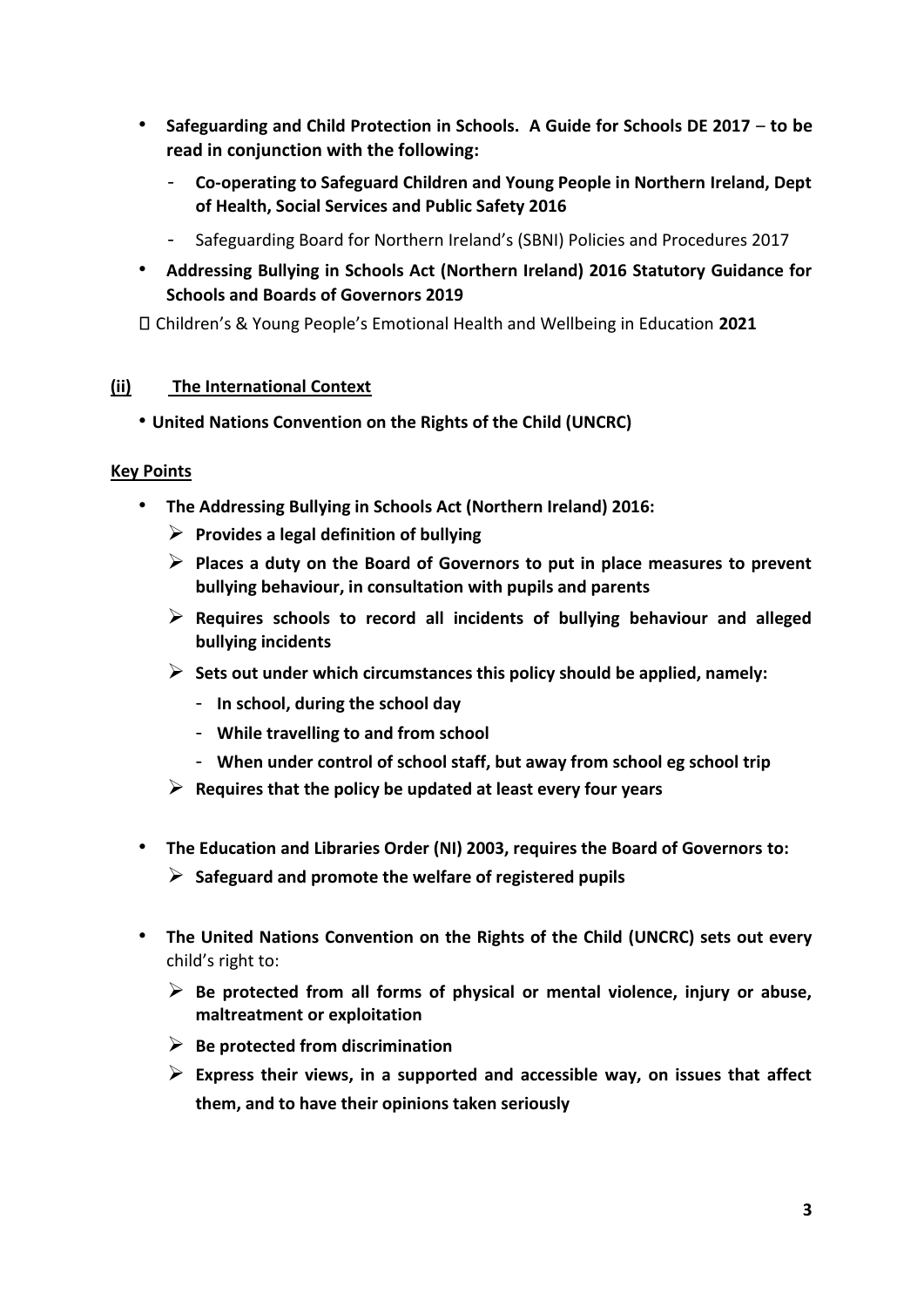- **Safeguarding and Child Protection in Schools. A Guide for Schools DE 2017 – to be read in conjunction with the following:**
  - **Co-operating to Safeguard Children and Young People in Northern Ireland, Dept of Health, Social Services and Public Safety 2016**
  - Safeguarding Board for Northern Ireland's (SBNI) Policies and Procedures 2017
- **Addressing Bullying in Schools Act (Northern Ireland) 2016 Statutory Guidance for Schools and Boards of Governors 2019**

 Children's & Young People's Emotional Health and Wellbeing in Education **2021**

**(ii) The International Context**

- **United Nations Convention on the Rights of the Child (UNCRC)**

**Key Points**

- **The Addressing Bullying in Schools Act (Northern Ireland) 2016:**
  - **Provides a legal definition of bullying**
  - **Places a duty on the Board of Governors to put in place measures to prevent bullying behaviour, in consultation with pupils and parents**
  - **Requires schools to record all incidents of bullying behaviour and alleged bullying incidents**
  - **Sets out under which circumstances this policy should be applied, namely:**
    - **In school, during the school day**
    - **While travelling to and from school**
    - **When under control of school staff, but away from school eg school trip**
  - **Requires that the policy be updated at least every four years**

- **The Education and Libraries Order (NI) 2003, requires the Board of Governors to:**
  - **Safeguard and promote the welfare of registered pupils**

- **The United Nations Convention on the Rights of the Child (UNCRC) sets out every** child's right to:
  - **Be protected from all forms of physical or mental violence, injury or abuse, maltreatment or exploitation**
  - **Be protected from discrimination**
  - **Express their views, in a supported and accessible way, on issues that affect them, and to have their opinions taken seriously**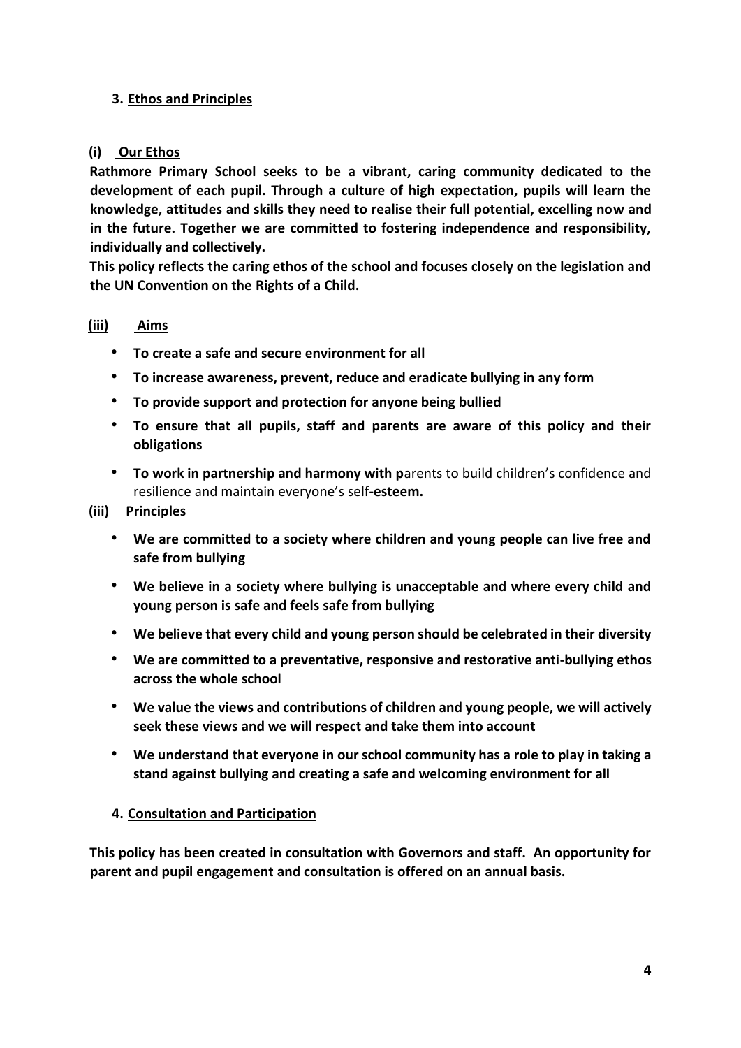## 3. Ethos and Principles

### (i) Our Ethos

**Rathmore Primary School seeks to be a vibrant, caring community dedicated to the development of each pupil. Through a culture of high expectation, pupils will learn the knowledge, attitudes and skills they need to realise their full potential, excelling now and in the future. Together we are committed to fostering independence and responsibility, individually and collectively.**

**This policy reflects the caring ethos of the school and focuses closely on the legislation and the UN Convention on the Rights of a Child.**

### (iii) Aims

- **To create a safe and secure environment for all**
- **To increase awareness, prevent, reduce and eradicate bullying in any form**
- **To provide support and protection for anyone being bullied**
- **To ensure that all pupils, staff and parents are aware of this policy and their obligations**
- **To work in partnership and harmony with p**arents to build children's confidence and resilience and maintain everyone's self**-esteem.**

### (iii) Principles

- **We are committed to a society where children and young people can live free and safe from bullying**
- **We believe in a society where bullying is unacceptable and where every child and young person is safe and feels safe from bullying**
- **We believe that every child and young person should be celebrated in their diversity**
- **We are committed to a preventative, responsive and restorative anti-bullying ethos across the whole school**
- **We value the views and contributions of children and young people, we will actively seek these views and we will respect and take them into account**
- **We understand that everyone in our school community has a role to play in taking a stand against bullying and creating a safe and welcoming environment for all**

## 4. Consultation and Participation

**This policy has been created in consultation with Governors and staff. An opportunity for parent and pupil engagement and consultation is offered on an annual basis.**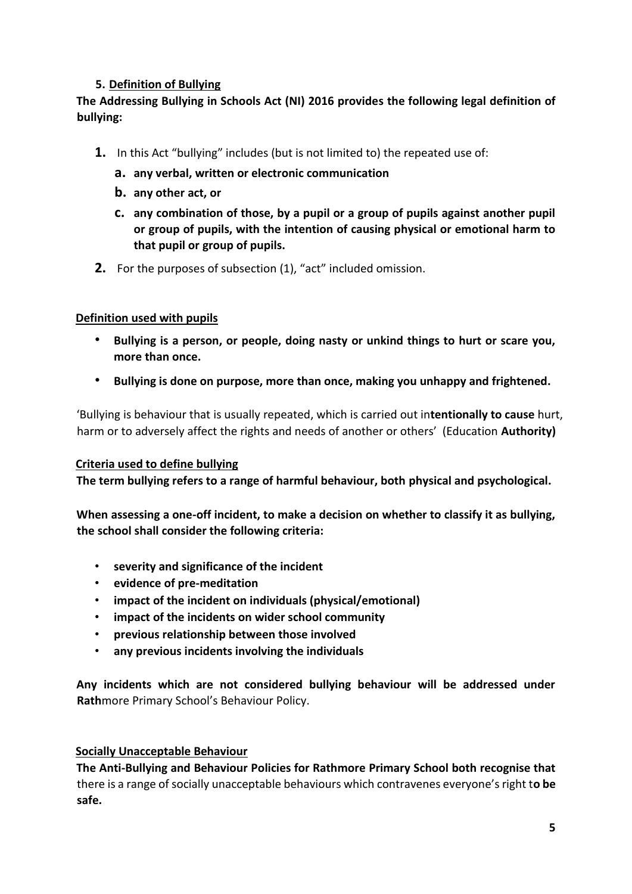## 5. Definition of Bullying

**The Addressing Bullying in Schools Act (NI) 2016 provides the following legal definition of bullying:**

1. In this Act "bullying" includes (but is not limited to) the repeated use of:
   a. **any verbal, written or electronic communication**
   b. **any other act, or**
   c. **any combination of those, by a pupil or a group of pupils against another pupil or group of pupils, with the intention of causing physical or emotional harm to that pupil or group of pupils.**
2. For the purposes of subsection (1), "act" included omission.

### Definition used with pupils

- **Bullying is a person, or people, doing nasty or unkind things to hurt or scare you, more than once.**
- **Bullying is done on purpose, more than once, making you unhappy and frightened.**

'Bullying is behaviour that is usually repeated, which is carried out in**tentionally to cause** hurt, harm or to adversely affect the rights and needs of another or others' (Education **Authority)**

### Criteria used to define bullying

**The term bullying refers to a range of harmful behaviour, both physical and psychological.**

**When assessing a one-off incident, to make a decision on whether to classify it as bullying, the school shall consider the following criteria:**

- **severity and significance of the incident**
- **evidence of pre-meditation**
- **impact of the incident on individuals (physical/emotional)**
- **impact of the incidents on wider school community**
- **previous relationship between those involved**
- **any previous incidents involving the individuals**

**Any incidents which are not considered bullying behaviour will be addressed under Rath**more Primary School's Behaviour Policy.

### Socially Unacceptable Behaviour

**The Anti-Bullying and Behaviour Policies for Rathmore Primary School both recognise that** there is a range of socially unacceptable behaviours which contravenes everyone's right t**o be safe.**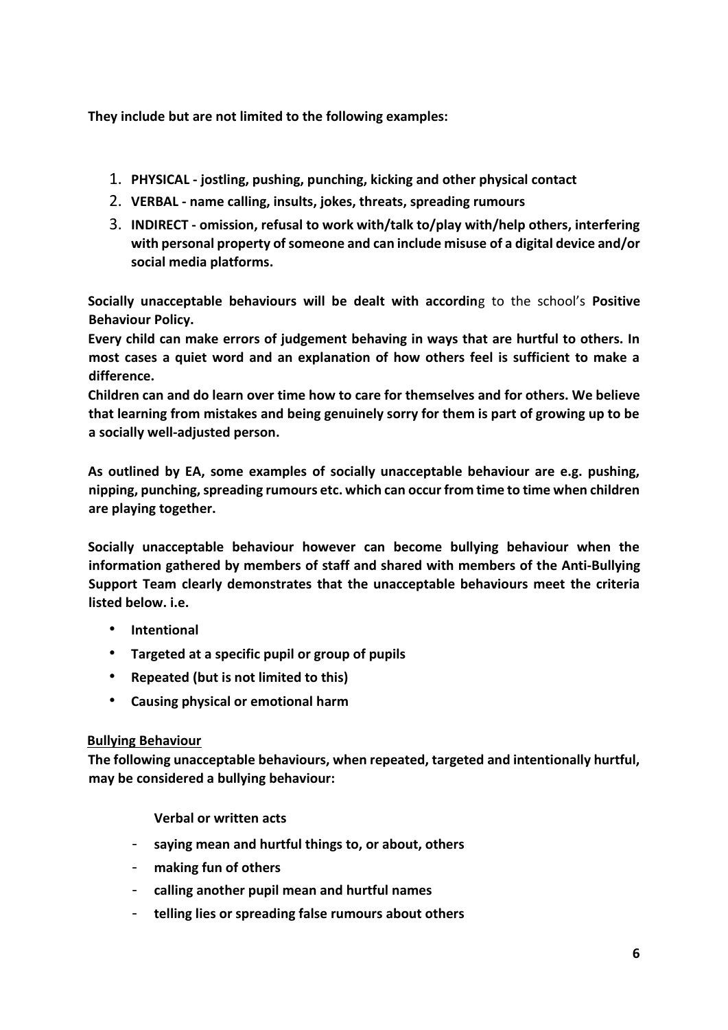**They include but are not limited to the following examples:**

1. **PHYSICAL - jostling, pushing, punching, kicking and other physical contact**
2. **VERBAL - name calling, insults, jokes, threats, spreading rumours**
3. **INDIRECT - omission, refusal to work with/talk to/play with/help others, interfering with personal property of someone and can include misuse of a digital device and/or social media platforms.**

**Socially unacceptable behaviours will be dealt with accordin**g to the school's **Positive Behaviour Policy.**

**Every child can make errors of judgement behaving in ways that are hurtful to others. In most cases a quiet word and an explanation of how others feel is sufficient to make a difference.**

**Children can and do learn over time how to care for themselves and for others. We believe that learning from mistakes and being genuinely sorry for them is part of growing up to be a socially well-adjusted person.**

**As outlined by EA, some examples of socially unacceptable behaviour are e.g. pushing, nipping, punching, spreading rumours etc. which can occur from time to time when children are playing together.**

**Socially unacceptable behaviour however can become bullying behaviour when the information gathered by members of staff and shared with members of the Anti-Bullying Support Team clearly demonstrates that the unacceptable behaviours meet the criteria listed below. i.e.**

- **Intentional**
- **Targeted at a specific pupil or group of pupils**
- **Repeated (but is not limited to this)**
- **Causing physical or emotional harm**

**Bullying Behaviour**

**The following unacceptable behaviours, when repeated, targeted and intentionally hurtful, may be considered a bullying behaviour:**

**Verbal or written acts**

- **saying mean and hurtful things to, or about, others**
- **making fun of others**
- **calling another pupil mean and hurtful names**
- **telling lies or spreading false rumours about others**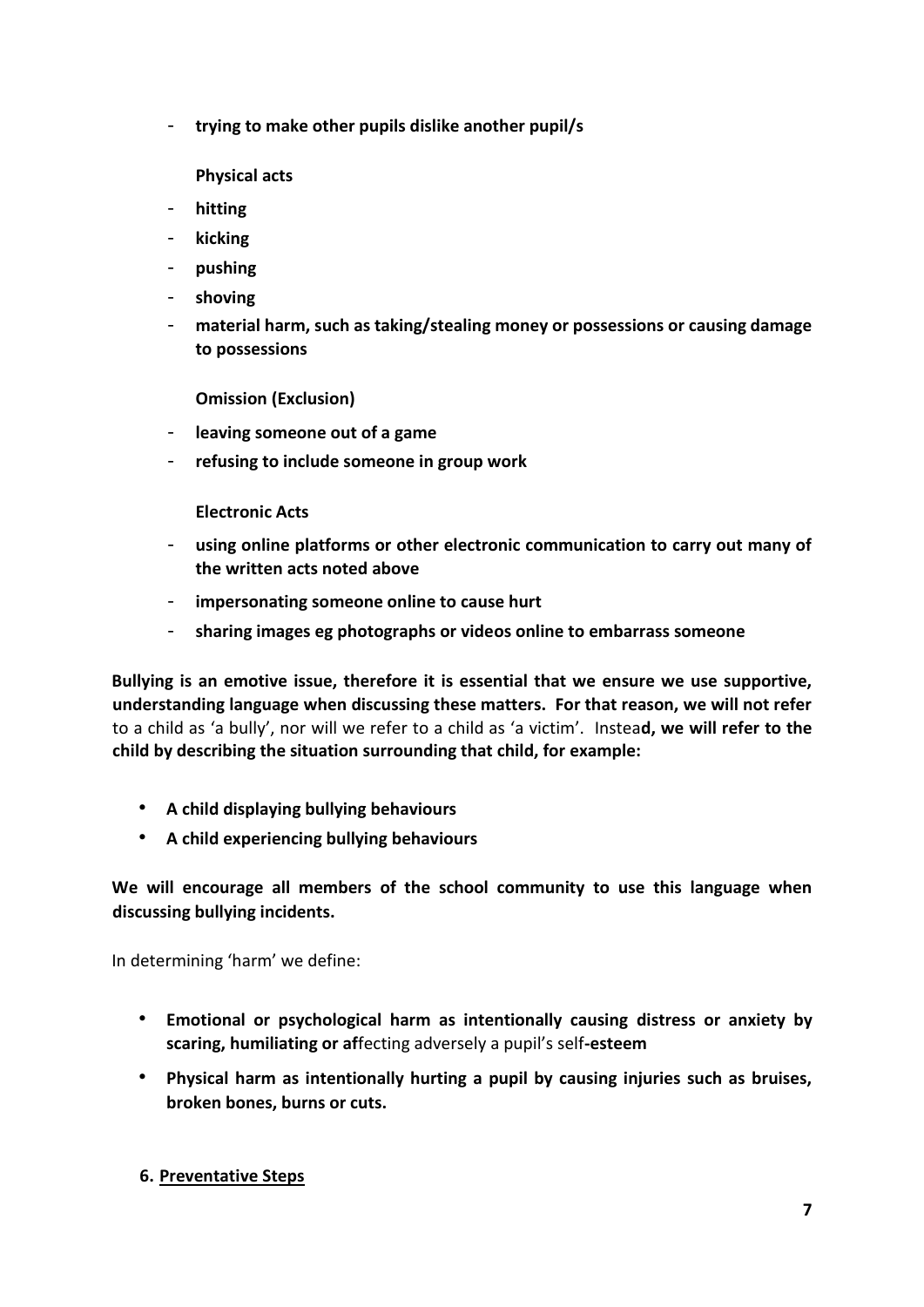- **trying to make other pupils dislike another pupil/s**

**Physical acts**

- **hitting**
- **kicking**
- **pushing**
- **shoving**
- **material harm, such as taking/stealing money or possessions or causing damage to possessions**

**Omission (Exclusion)**

- **leaving someone out of a game**
- **refusing to include someone in group work**

**Electronic Acts**

- **using online platforms or other electronic communication to carry out many of the written acts noted above**
- **impersonating someone online to cause hurt**
- **sharing images eg photographs or videos online to embarrass someone**

**Bullying is an emotive issue, therefore it is essential that we ensure we use supportive, understanding language when discussing these matters. For that reason, we will not refer** to a child as 'a bully', nor will we refer to a child as 'a victim'. Instea**d, we will refer to the child by describing the situation surrounding that child, for example:**

- **A child displaying bullying behaviours**
- **A child experiencing bullying behaviours**

**We will encourage all members of the school community to use this language when discussing bullying incidents.**

In determining 'harm' we define:

- **Emotional or psychological harm as intentionally causing distress or anxiety by scaring, humiliating or af**fecting adversely a pupil's self**-esteem**
- **Physical harm as intentionally hurting a pupil by causing injuries such as bruises, broken bones, burns or cuts.**

## 6. Preventative Steps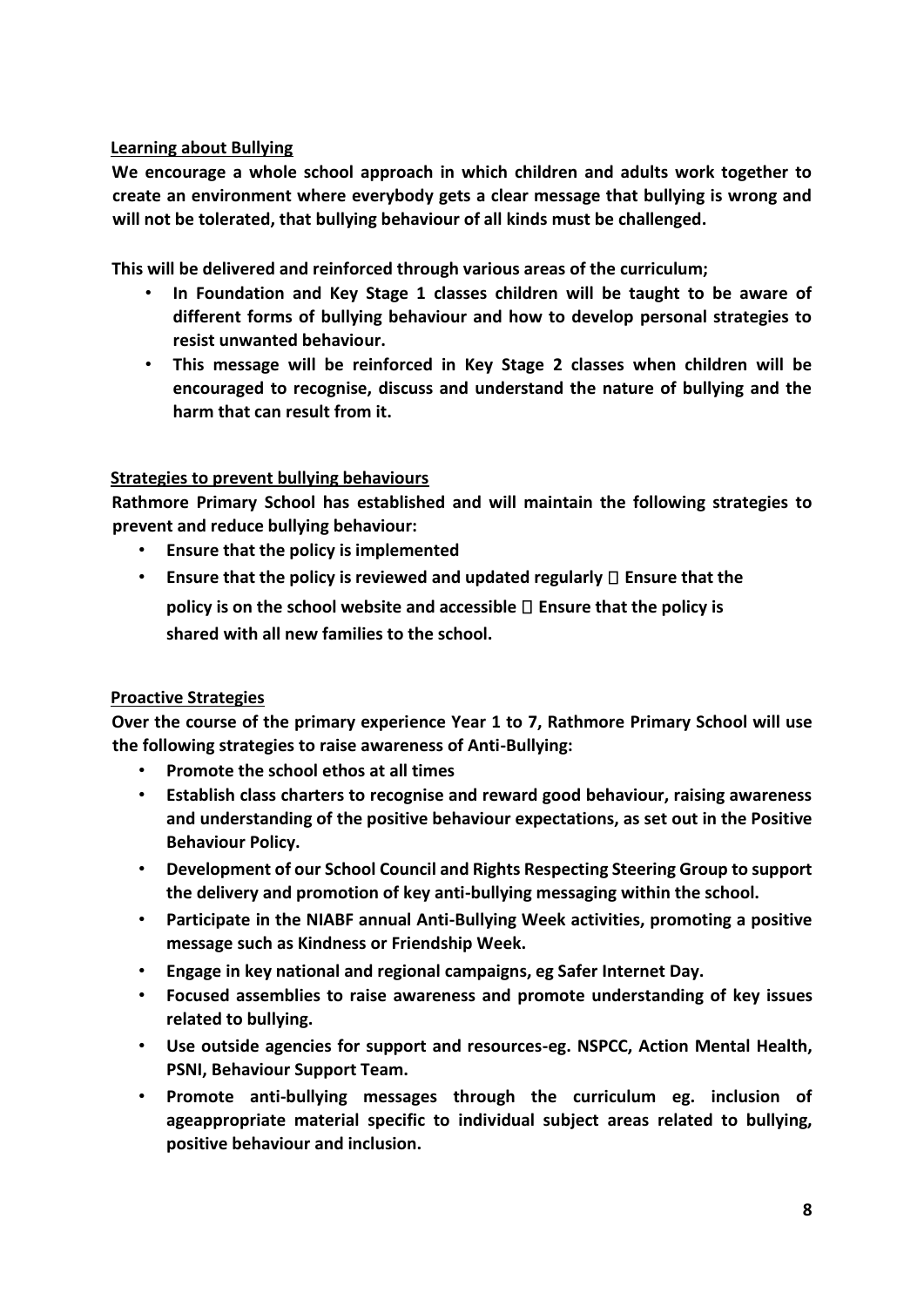**Learning about Bullying**

**We encourage a whole school approach in which children and adults work together to create an environment where everybody gets a clear message that bullying is wrong and will not be tolerated, that bullying behaviour of all kinds must be challenged.**

**This will be delivered and reinforced through various areas of the curriculum;**

- **In Foundation and Key Stage 1 classes children will be taught to be aware of different forms of bullying behaviour and how to develop personal strategies to resist unwanted behaviour.**
- **This message will be reinforced in Key Stage 2 classes when children will be encouraged to recognise, discuss and understand the nature of bullying and the harm that can result from it.**

**Strategies to prevent bullying behaviours**

**Rathmore Primary School has established and will maintain the following strategies to prevent and reduce bullying behaviour:**

- **Ensure that the policy is implemented**
- **Ensure that the policy is reviewed and updated regularly  Ensure that the policy is on the school website and accessible  Ensure that the policy is shared with all new families to the school.**

**Proactive Strategies**

**Over the course of the primary experience Year 1 to 7, Rathmore Primary School will use the following strategies to raise awareness of Anti-Bullying:**

- **Promote the school ethos at all times**
- **Establish class charters to recognise and reward good behaviour, raising awareness and understanding of the positive behaviour expectations, as set out in the Positive Behaviour Policy.**
- **Development of our School Council and Rights Respecting Steering Group to support the delivery and promotion of key anti-bullying messaging within the school.**
- **Participate in the NIABF annual Anti-Bullying Week activities, promoting a positive message such as Kindness or Friendship Week.**
- **Engage in key national and regional campaigns, eg Safer Internet Day.**
- **Focused assemblies to raise awareness and promote understanding of key issues related to bullying.**
- **Use outside agencies for support and resources-eg. NSPCC, Action Mental Health, PSNI, Behaviour Support Team.**
- **Promote anti-bullying messages through the curriculum eg. inclusion of ageappropriate material specific to individual subject areas related to bullying, positive behaviour and inclusion.**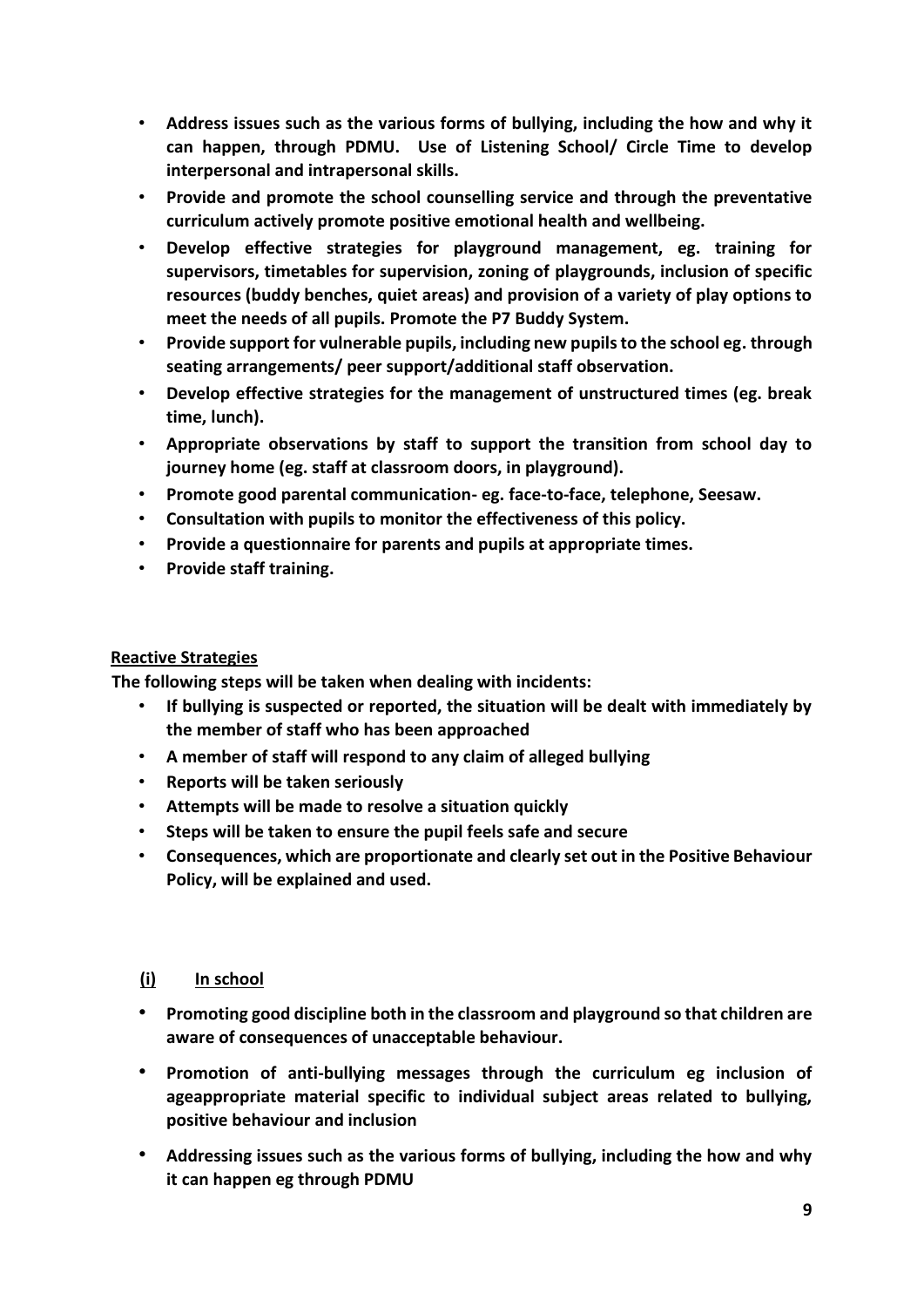- **Address issues such as the various forms of bullying, including the how and why it can happen, through PDMU. Use of Listening School/ Circle Time to develop interpersonal and intrapersonal skills.**
- **Provide and promote the school counselling service and through the preventative curriculum actively promote positive emotional health and wellbeing.**
- **Develop effective strategies for playground management, eg. training for supervisors, timetables for supervision, zoning of playgrounds, inclusion of specific resources (buddy benches, quiet areas) and provision of a variety of play options to meet the needs of all pupils. Promote the P7 Buddy System.**
- **Provide support for vulnerable pupils, including new pupils to the school eg. through seating arrangements/ peer support/additional staff observation.**
- **Develop effective strategies for the management of unstructured times (eg. break time, lunch).**
- **Appropriate observations by staff to support the transition from school day to journey home (eg. staff at classroom doors, in playground).**
- **Promote good parental communication- eg. face-to-face, telephone, Seesaw.**
- **Consultation with pupils to monitor the effectiveness of this policy.**
- **Provide a questionnaire for parents and pupils at appropriate times.**
- **Provide staff training.**

**Reactive Strategies**

**The following steps will be taken when dealing with incidents:**

- **If bullying is suspected or reported, the situation will be dealt with immediately by the member of staff who has been approached**
- **A member of staff will respond to any claim of alleged bullying**
- **Reports will be taken seriously**
- **Attempts will be made to resolve a situation quickly**
- **Steps will be taken to ensure the pupil feels safe and secure**
- **Consequences, which are proportionate and clearly set out in the Positive Behaviour Policy, will be explained and used.**

**(i) In school**

- **Promoting good discipline both in the classroom and playground so that children are aware of consequences of unacceptable behaviour.**
- **Promotion of anti-bullying messages through the curriculum eg inclusion of ageappropriate material specific to individual subject areas related to bullying, positive behaviour and inclusion**
- **Addressing issues such as the various forms of bullying, including the how and why it can happen eg through PDMU**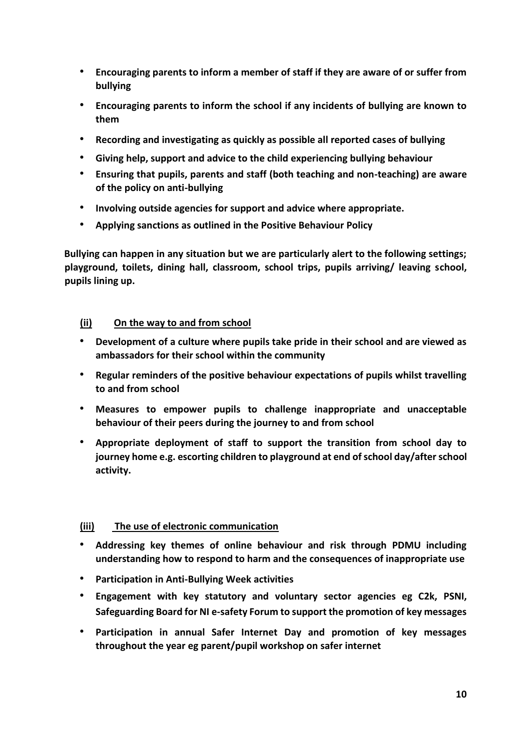- **Encouraging parents to inform a member of staff if they are aware of or suffer from bullying**
- **Encouraging parents to inform the school if any incidents of bullying are known to them**
- **Recording and investigating as quickly as possible all reported cases of bullying**
- **Giving help, support and advice to the child experiencing bullying behaviour**
- **Ensuring that pupils, parents and staff (both teaching and non-teaching) are aware of the policy on anti-bullying**
- **Involving outside agencies for support and advice where appropriate.**
- **Applying sanctions as outlined in the Positive Behaviour Policy**

**Bullying can happen in any situation but we are particularly alert to the following settings; playground, toilets, dining hall, classroom, school trips, pupils arriving/ leaving school, pupils lining up.**

**(ii) <u>On the way to and from school</u>**

- **Development of a culture where pupils take pride in their school and are viewed as ambassadors for their school within the community**
- **Regular reminders of the positive behaviour expectations of pupils whilst travelling to and from school**
- **Measures to empower pupils to challenge inappropriate and unacceptable behaviour of their peers during the journey to and from school**
- **Appropriate deployment of staff to support the transition from school day to journey home e.g. escorting children to playground at end of school day/after school activity.**

**(iii) <u>The use of electronic communication</u>**

- **Addressing key themes of online behaviour and risk through PDMU including understanding how to respond to harm and the consequences of inappropriate use**
- **Participation in Anti-Bullying Week activities**
- **Engagement with key statutory and voluntary sector agencies eg C2k, PSNI, Safeguarding Board for NI e-safety Forum to support the promotion of key messages**
- **Participation in annual Safer Internet Day and promotion of key messages throughout the year eg parent/pupil workshop on safer internet**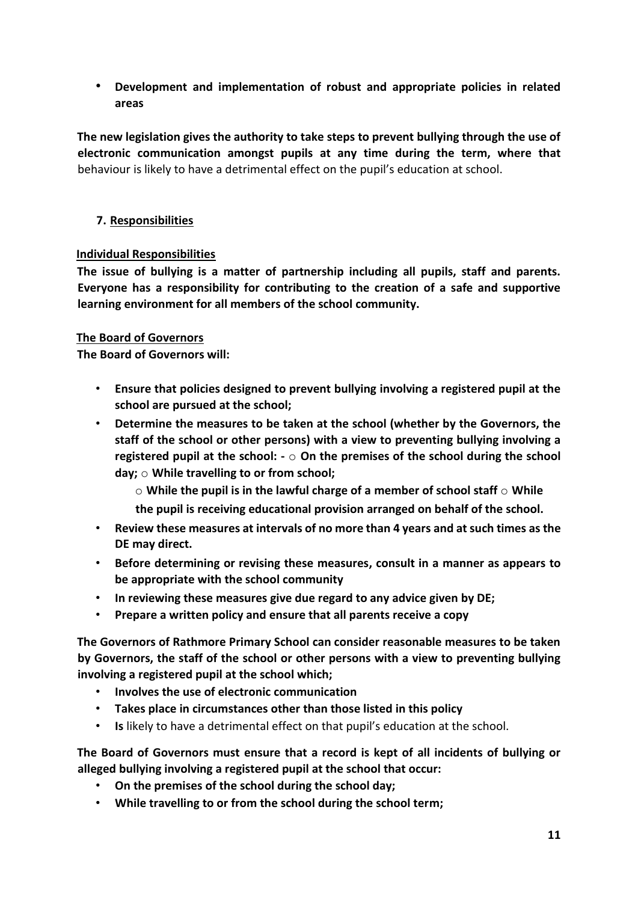- **Development and implementation of robust and appropriate policies in related areas**

**The new legislation gives the authority to take steps to prevent bullying through the use of electronic communication amongst pupils at any time during the term, where that** behaviour is likely to have a detrimental effect on the pupil's education at school.

## 7. Responsibilities

### Individual Responsibilities

**The issue of bullying is a matter of partnership including all pupils, staff and parents. Everyone has a responsibility for contributing to the creation of a safe and supportive learning environment for all members of the school community.**

### The Board of Governors

**The Board of Governors will:**

- **Ensure that policies designed to prevent bullying involving a registered pupil at the school are pursued at the school;**
- **Determine the measures to be taken at the school (whether by the Governors, the staff of the school or other persons) with a view to preventing bullying involving a registered pupil at the school: -**
  - **On the premises of the school during the school day;**
  - **While travelling to or from school;**
  - **While the pupil is in the lawful charge of a member of school staff**
  - **While the pupil is receiving educational provision arranged on behalf of the school.**
- **Review these measures at intervals of no more than 4 years and at such times as the DE may direct.**
- **Before determining or revising these measures, consult in a manner as appears to be appropriate with the school community**
- **In reviewing these measures give due regard to any advice given by DE;**
- **Prepare a written policy and ensure that all parents receive a copy**

**The Governors of Rathmore Primary School can consider reasonable measures to be taken by Governors, the staff of the school or other persons with a view to preventing bullying involving a registered pupil at the school which;**

- **Involves the use of electronic communication**
- **Takes place in circumstances other than those listed in this policy**
- **Is** likely to have a detrimental effect on that pupil's education at the school.

**The Board of Governors must ensure that a record is kept of all incidents of bullying or alleged bullying involving a registered pupil at the school that occur:**

- **On the premises of the school during the school day;**
- **While travelling to or from the school during the school term;**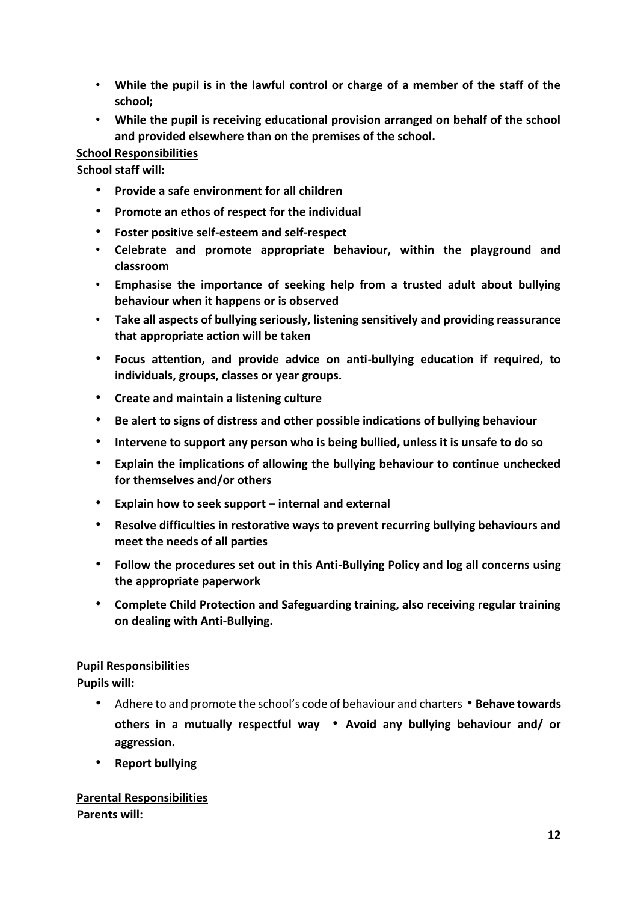- **While the pupil is in the lawful control or charge of a member of the staff of the school;**
- **While the pupil is receiving educational provision arranged on behalf of the school and provided elsewhere than on the premises of the school.**

**School Responsibilities**

**School staff will:**

- **Provide a safe environment for all children**
- **Promote an ethos of respect for the individual**
- **Foster positive self-esteem and self-respect**
- **Celebrate and promote appropriate behaviour, within the playground and classroom**
- **Emphasise the importance of seeking help from a trusted adult about bullying behaviour when it happens or is observed**
- **Take all aspects of bullying seriously, listening sensitively and providing reassurance that appropriate action will be taken**
- **Focus attention, and provide advice on anti-bullying education if required, to individuals, groups, classes or year groups.**
- **Create and maintain a listening culture**
- **Be alert to signs of distress and other possible indications of bullying behaviour**
- **Intervene to support any person who is being bullied, unless it is unsafe to do so**
- **Explain the implications of allowing the bullying behaviour to continue unchecked for themselves and/or others**
- **Explain how to seek support – internal and external**
- **Resolve difficulties in restorative ways to prevent recurring bullying behaviours and meet the needs of all parties**
- **Follow the procedures set out in this Anti-Bullying Policy and log all concerns using the appropriate paperwork**
- **Complete Child Protection and Safeguarding training, also receiving regular training on dealing with Anti-Bullying.**

**Pupil Responsibilities**

**Pupils will:**

- Adhere to and promote the school's code of behaviour and charters • **Behave towards others in a mutually respectful way** • **Avoid any bullying behaviour and/ or aggression.**
- **Report bullying**

**Parental Responsibilities**

**Parents will:**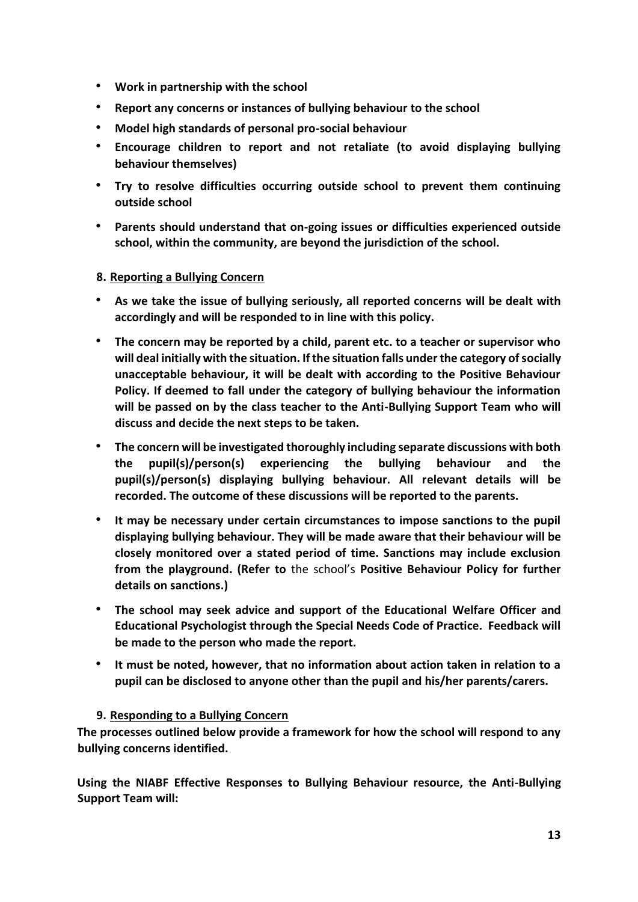- **Work in partnership with the school**
- **Report any concerns or instances of bullying behaviour to the school**
- **Model high standards of personal pro-social behaviour**
- **Encourage children to report and not retaliate (to avoid displaying bullying behaviour themselves)**
- **Try to resolve difficulties occurring outside school to prevent them continuing outside school**
- **Parents should understand that on-going issues or difficulties experienced outside school, within the community, are beyond the jurisdiction of the school.**

## 8. Reporting a Bullying Concern

- **As we take the issue of bullying seriously, all reported concerns will be dealt with accordingly and will be responded to in line with this policy.**
- **The concern may be reported by a child, parent etc. to a teacher or supervisor who will deal initially with the situation. If the situation falls under the category of socially unacceptable behaviour, it will be dealt with according to the Positive Behaviour Policy. If deemed to fall under the category of bullying behaviour the information will be passed on by the class teacher to the Anti-Bullying Support Team who will discuss and decide the next steps to be taken.**
- **The concern will be investigated thoroughly including separate discussions with both the pupil(s)/person(s) experiencing the bullying behaviour and the pupil(s)/person(s) displaying bullying behaviour. All relevant details will be recorded. The outcome of these discussions will be reported to the parents.**
- **It may be necessary under certain circumstances to impose sanctions to the pupil displaying bullying behaviour. They will be made aware that their behaviour will be closely monitored over a stated period of time. Sanctions may include exclusion from the playground. (Refer to** the school's **Positive Behaviour Policy for further details on sanctions.)**
- **The school may seek advice and support of the Educational Welfare Officer and Educational Psychologist through the Special Needs Code of Practice. Feedback will be made to the person who made the report.**
- **It must be noted, however, that no information about action taken in relation to a pupil can be disclosed to anyone other than the pupil and his/her parents/carers.**

## 9. Responding to a Bullying Concern

**The processes outlined below provide a framework for how the school will respond to any bullying concerns identified.**

**Using the NIABF Effective Responses to Bullying Behaviour resource, the Anti-Bullying Support Team will:**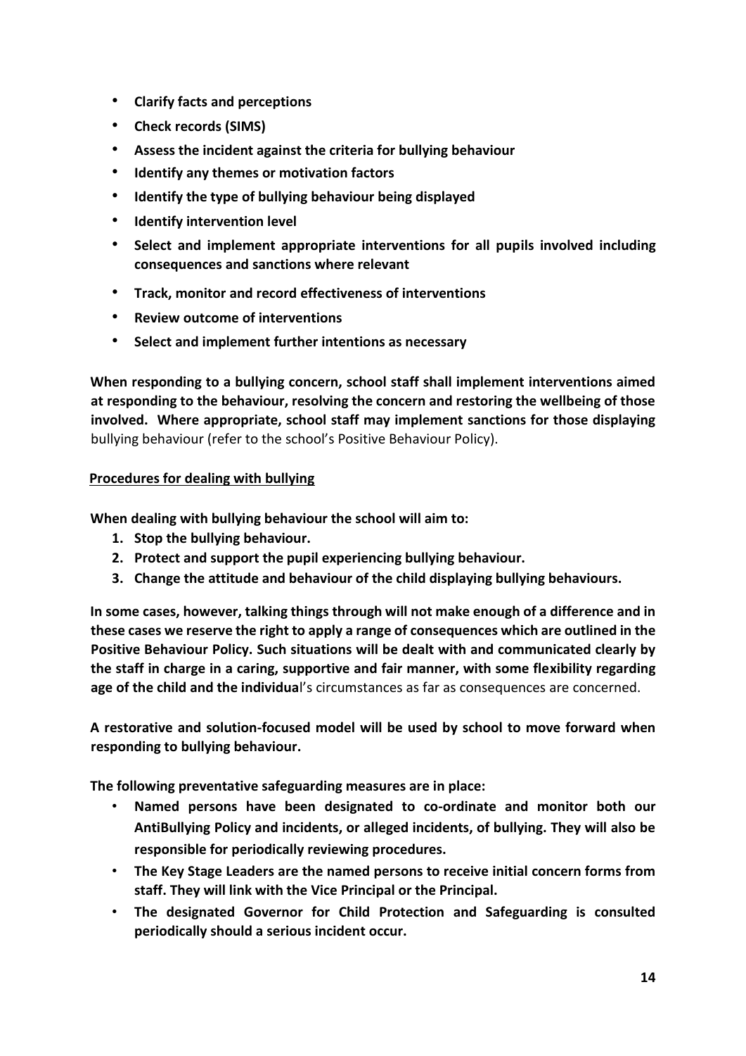- **Clarify facts and perceptions**
- **Check records (SIMS)**
- **Assess the incident against the criteria for bullying behaviour**
- **Identify any themes or motivation factors**
- **Identify the type of bullying behaviour being displayed**
- **Identify intervention level**
- **Select and implement appropriate interventions for all pupils involved including consequences and sanctions where relevant**
- **Track, monitor and record effectiveness of interventions**
- **Review outcome of interventions**
- **Select and implement further intentions as necessary**

**When responding to a bullying concern, school staff shall implement interventions aimed at responding to the behaviour, resolving the concern and restoring the wellbeing of those involved. Where appropriate, school staff may implement sanctions for those displaying** bullying behaviour (refer to the school's Positive Behaviour Policy).

**Procedures for dealing with bullying**

**When dealing with bullying behaviour the school will aim to:**

1. **Stop the bullying behaviour.**
2. **Protect and support the pupil experiencing bullying behaviour.**
3. **Change the attitude and behaviour of the child displaying bullying behaviours.**

**In some cases, however, talking things through will not make enough of a difference and in these cases we reserve the right to apply a range of consequences which are outlined in the Positive Behaviour Policy. Such situations will be dealt with and communicated clearly by the staff in charge in a caring, supportive and fair manner, with some flexibility regarding age of the child and the individua**l's circumstances as far as consequences are concerned.

**A restorative and solution-focused model will be used by school to move forward when responding to bullying behaviour.**

**The following preventative safeguarding measures are in place:**

- **Named persons have been designated to co-ordinate and monitor both our AntiBullying Policy and incidents, or alleged incidents, of bullying. They will also be responsible for periodically reviewing procedures.**
- **The Key Stage Leaders are the named persons to receive initial concern forms from staff. They will link with the Vice Principal or the Principal.**
- **The designated Governor for Child Protection and Safeguarding is consulted periodically should a serious incident occur.**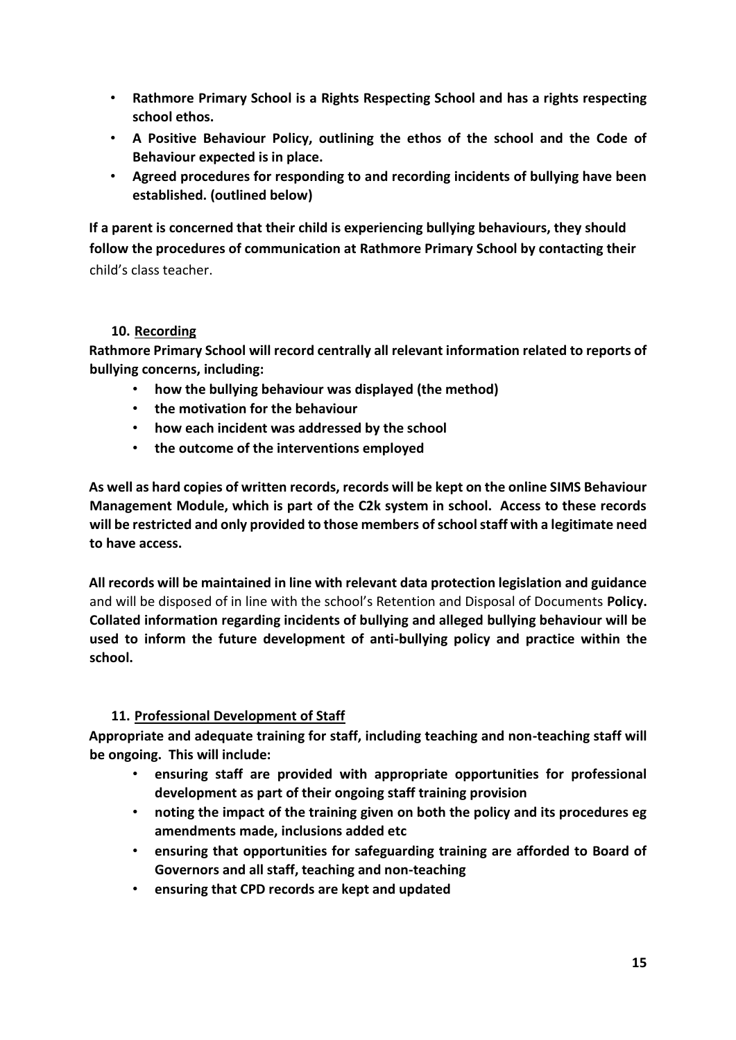- **Rathmore Primary School is a Rights Respecting School and has a rights respecting school ethos.**
- **A Positive Behaviour Policy, outlining the ethos of the school and the Code of Behaviour expected is in place.**
- **Agreed procedures for responding to and recording incidents of bullying have been established. (outlined below)**

**If a parent is concerned that their child is experiencing bullying behaviours, they should follow the procedures of communication at Rathmore Primary School by contacting their** child's class teacher.

## 10. Recording

**Rathmore Primary School will record centrally all relevant information related to reports of bullying concerns, including:**

- **how the bullying behaviour was displayed (the method)**
- **the motivation for the behaviour**
- **how each incident was addressed by the school**
- **the outcome of the interventions employed**

**As well as hard copies of written records, records will be kept on the online SIMS Behaviour Management Module, which is part of the C2k system in school. Access to these records will be restricted and only provided to those members of school staff with a legitimate need to have access.**

**All records will be maintained in line with relevant data protection legislation and guidance** and will be disposed of in line with the school's Retention and Disposal of Documents **Policy. Collated information regarding incidents of bullying and alleged bullying behaviour will be used to inform the future development of anti-bullying policy and practice within the school.**

## 11. Professional Development of Staff

**Appropriate and adequate training for staff, including teaching and non-teaching staff will be ongoing. This will include:**

- **ensuring staff are provided with appropriate opportunities for professional development as part of their ongoing staff training provision**
- **noting the impact of the training given on both the policy and its procedures eg amendments made, inclusions added etc**
- **ensuring that opportunities for safeguarding training are afforded to Board of Governors and all staff, teaching and non-teaching**
- **ensuring that CPD records are kept and updated**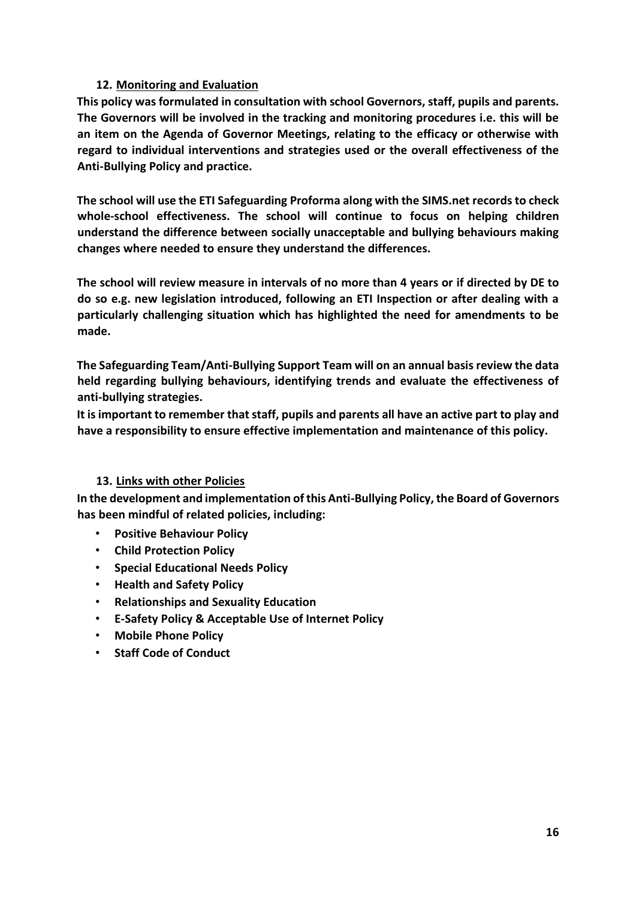## 12. Monitoring and Evaluation

**This policy was formulated in consultation with school Governors, staff, pupils and parents. The Governors will be involved in the tracking and monitoring procedures i.e. this will be an item on the Agenda of Governor Meetings, relating to the efficacy or otherwise with regard to individual interventions and strategies used or the overall effectiveness of the Anti-Bullying Policy and practice.**

**The school will use the ETI Safeguarding Proforma along with the SIMS.net records to check whole-school effectiveness. The school will continue to focus on helping children understand the difference between socially unacceptable and bullying behaviours making changes where needed to ensure they understand the differences.**

**The school will review measure in intervals of no more than 4 years or if directed by DE to do so e.g. new legislation introduced, following an ETI Inspection or after dealing with a particularly challenging situation which has highlighted the need for amendments to be made.**

**The Safeguarding Team/Anti-Bullying Support Team will on an annual basis review the data held regarding bullying behaviours, identifying trends and evaluate the effectiveness of anti-bullying strategies.**

**It is important to remember that staff, pupils and parents all have an active part to play and have a responsibility to ensure effective implementation and maintenance of this policy.**

## 13. Links with other Policies

**In the development and implementation of this Anti-Bullying Policy, the Board of Governors has been mindful of related policies, including:**

- **Positive Behaviour Policy**
- **Child Protection Policy**
- **Special Educational Needs Policy**
- **Health and Safety Policy**
- **Relationships and Sexuality Education**
- **E-Safety Policy & Acceptable Use of Internet Policy**
- **Mobile Phone Policy**
- **Staff Code of Conduct**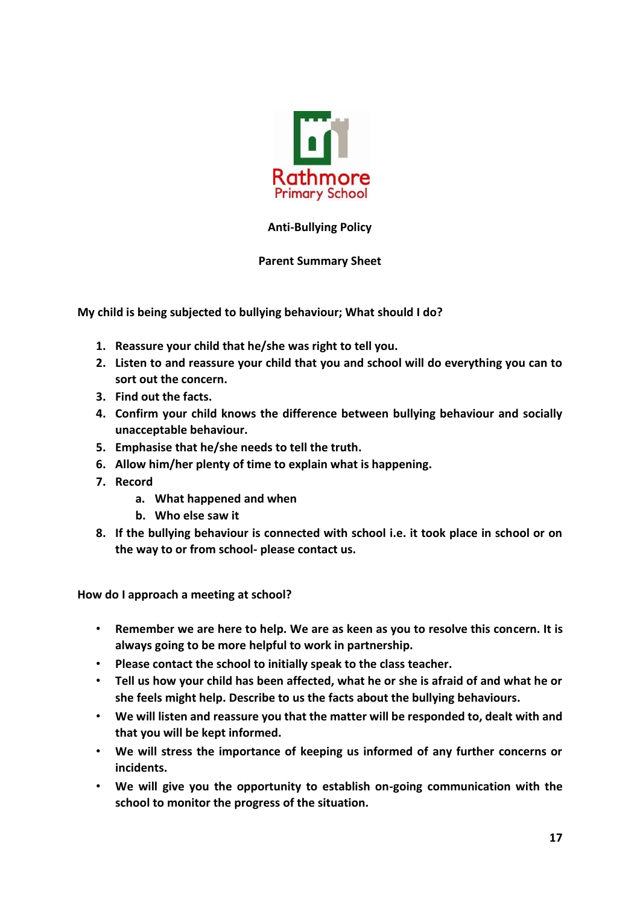Rathmore Primary School

# Anti-Bullying Policy

## Parent Summary Sheet

**My child is being subjected to bullying behaviour; What should I do?**

1. **Reassure your child that he/she was right to tell you.**
2. **Listen to and reassure your child that you and school will do everything you can to sort out the concern.**
3. **Find out the facts.**
4. **Confirm your child knows the difference between bullying behaviour and socially unacceptable behaviour.**
5. **Emphasise that he/she needs to tell the truth.**
6. **Allow him/her plenty of time to explain what is happening.**
7. **Record**
   a. **What happened and when**
   b. **Who else saw it**
8. **If the bullying behaviour is connected with school i.e. it took place in school or on the way to or from school- please contact us.**

**How do I approach a meeting at school?**

- **Remember we are here to help. We are as keen as you to resolve this concern. It is always going to be more helpful to work in partnership.**
- **Please contact the school to initially speak to the class teacher.**
- **Tell us how your child has been affected, what he or she is afraid of and what he or she feels might help. Describe to us the facts about the bullying behaviours.**
- **We will listen and reassure you that the matter will be responded to, dealt with and that you will be kept informed.**
- **We will stress the importance of keeping us informed of any further concerns or incidents.**
- **We will give you the opportunity to establish on-going communication with the school to monitor the progress of the situation.**